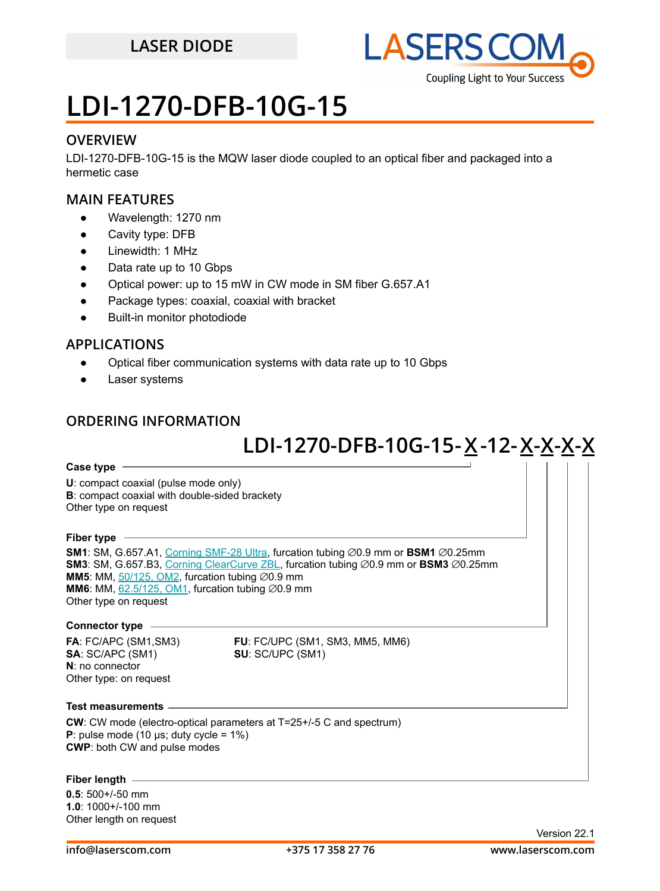LASER DIODE

# LDI-1270-DFB-10G-15

## OVERVIEW

LDI-1270-DFB-10G-15 is the MQW laser diode coupled to an optical fiber and packaged into a hermetic case

## MAIN FEATURES

- Wavelength: 1270 nm
- Cavity type: DFB
- Linewidth: 1 MHz
- Data rate up to 10 Gbps
- Optical power: up to 15 mW in CW mode in SM fiber G.657.A1
- Package types: coaxial, coaxial with bracket
- Built-in monitor photodiode

## APPLICATIONS

- Optical fiber communication systems with data rate up to 10 Gbps
- Laser systems

## ORDERING INFORMATION

**LDI-1270-DFB-10G-15-X-12-X-X-X-X**

**Case type**

**U**: compact coaxial (pulse mode only)
**B**: compact coaxial with double-sided brackety
Other type on request

**Fiber type**

**SM1**: SM, G.657.A1, Corning SMF-28 Ultra, furcation tubing ∅0.9 mm or **BSM1** ∅0.25mm
**SM3**: SM, G.657.B3, Corning ClearCurve ZBL, furcation tubing ∅0.9 mm or **BSM3** ∅0.25mm
**MM5**: MM, 50/125, OM2, furcation tubing ∅0.9 mm
**MM6**: MM, 62.5/125, OM1, furcation tubing ∅0.9 mm
Other type on request

**Connector type**

**FA**: FC/APC (SM1,SM3)
**SA**: SC/APC (SM1)
**N**: no connector
Other type: on request
**FU**: FC/UPC (SM1, SM3, MM5, MM6)
**SU**: SC/UPC (SM1)

**Test measurements**

**CW**: CW mode (electro-optical parameters at T=25+/-5 C and spectrum)
**P**: pulse mode (10 μs; duty cycle = 1%)
**CWP**: both CW and pulse modes

**Fiber length**

**0.5**: 500+/-50 mm
**1.0**: 1000+/-100 mm
Other length on request

Version 22.1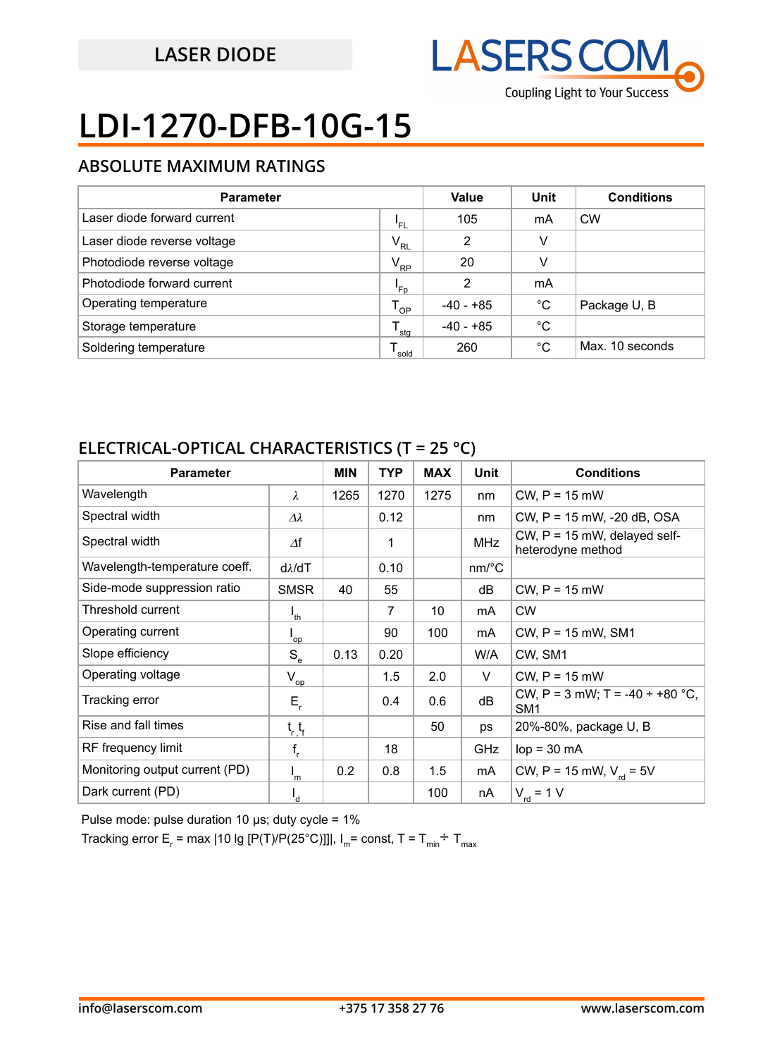LASER DIODE

# LDI-1270-DFB-10G-15

## ABSOLUTE MAXIMUM RATINGS

| Parameter | | Value | Unit | Conditions |
|---|---|---|---|---|
| Laser diode forward current | $I_{FL}$ | 105 | mA | CW |
| Laser diode reverse voltage | $V_{RL}$ | 2 | V | |
| Photodiode reverse voltage | $V_{RP}$ | 20 | V | |
| Photodiode forward current | $I_{Fp}$ | 2 | mA | |
| Operating temperature | $T_{OP}$ | -40 - +85 | °C | Package U, B |
| Storage temperature | $T_{stg}$ | -40 - +85 | °C | |
| Soldering temperature | $T_{sold}$ | 260 | °C | Max. 10 seconds |

## ELECTRICAL-OPTICAL CHARACTERISTICS (T = 25 °C)

| Parameter | | MIN | TYP | MAX | Unit | Conditions |
|---|---|---|---|---|---|---|
| Wavelength | $\lambda$ | 1265 | 1270 | 1275 | nm | CW, P = 15 mW |
| Spectral width | $\Delta\lambda$ | | 0.12 | | nm | CW, P = 15 mW, -20 dB, OSA |
| Spectral width | $\Delta f$ | | 1 | | MHz | CW, P = 15 mW, delayed self-heterodyne method |
| Wavelength-temperature coeff. | $d\lambda/dT$ | | 0.10 | | nm/°C | |
| Side-mode suppression ratio | SMSR | 40 | 55 | | dB | CW, P = 15 mW |
| Threshold current | $I_{th}$ | | 7 | 10 | mA | CW |
| Operating current | $I_{op}$ | | 90 | 100 | mA | CW, P = 15 mW, SM1 |
| Slope efficiency | $S_e$ | 0.13 | 0.20 | | W/A | CW, SM1 |
| Operating voltage | $V_{op}$ | | 1.5 | 2.0 | V | CW, P = 15 mW |
| Tracking error | $E_r$ | | 0.4 | 0.6 | dB | CW, P = 3 mW; T = -40 ÷ +80 °C, SM1 |
| Rise and fall times | $t_r, t_f$ | | | 50 | ps | 20%-80%, package U, B |
| RF frequency limit | $f_r$ | | 18 | | GHz | Iop = 30 mA |
| Monitoring output current (PD) | $I_m$ | 0.2 | 0.8 | 1.5 | mA | CW, P = 15 mW, $V_{rd}$ = 5V |
| Dark current (PD) | $I_d$ | | | 100 | nA | $V_{rd}$ = 1 V |

Pulse mode: pulse duration 10 μs; duty cycle = 1%

Tracking error $E_r = \max |10 \lg [P(T)/P(25°C)]|$, $I_m$ = const, $T = T_{min} \div T_{max}$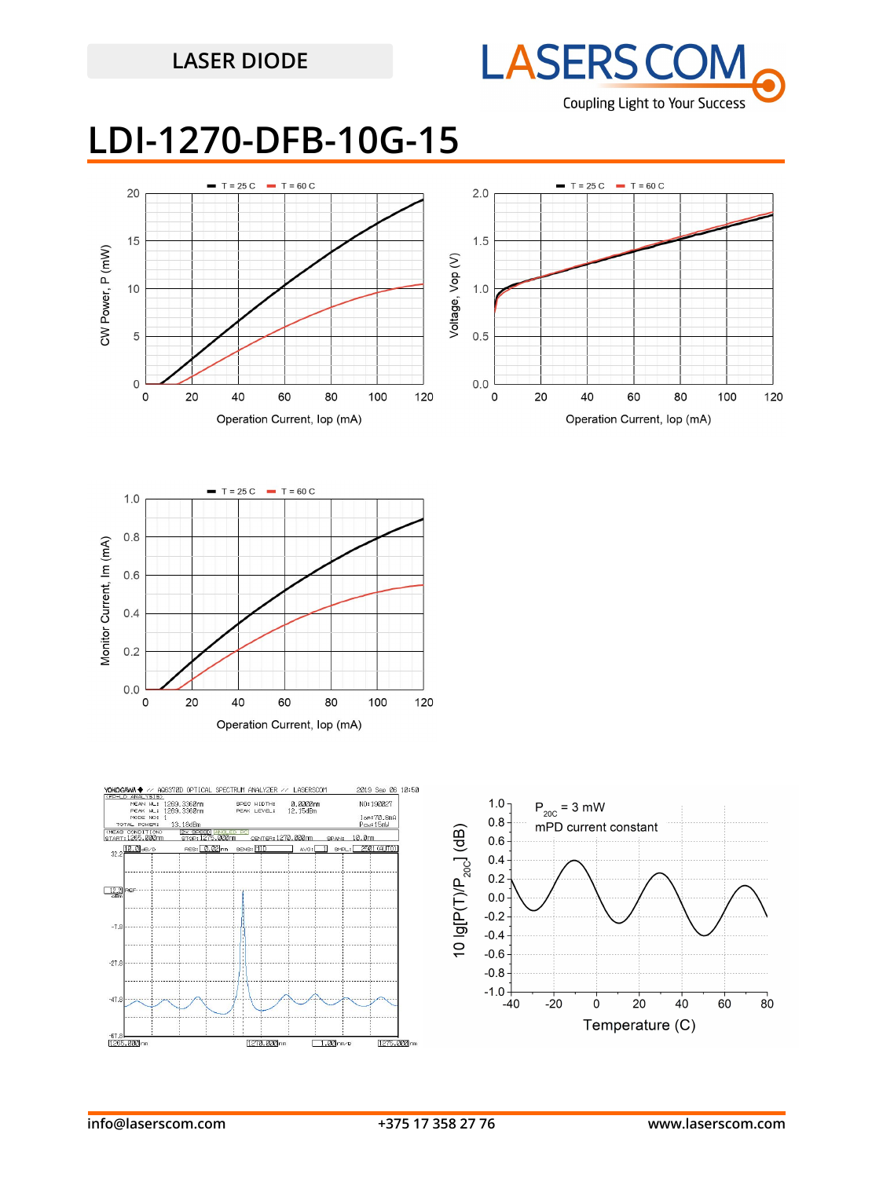LASER DIODE

# LDI-1270-DFB-10G-15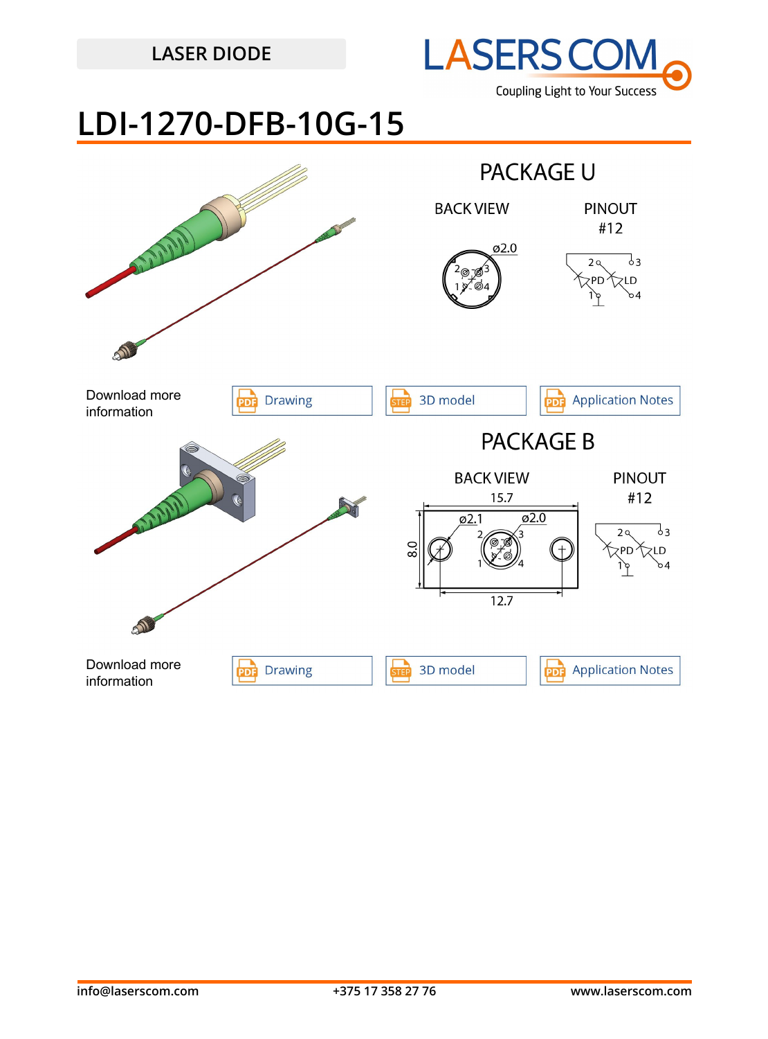LASER DIODE

# LDI-1270-DFB-10G-15

## PACKAGE U

BACK VIEW

PINOUT #12

ø2.0

Download more information

Drawing | 3D model | Application Notes

## PACKAGE B

BACK VIEW

PINOUT #12

15.7

ø2.1 ø2.0

8.0

12.7

Download more information

Drawing | 3D model | Application Notes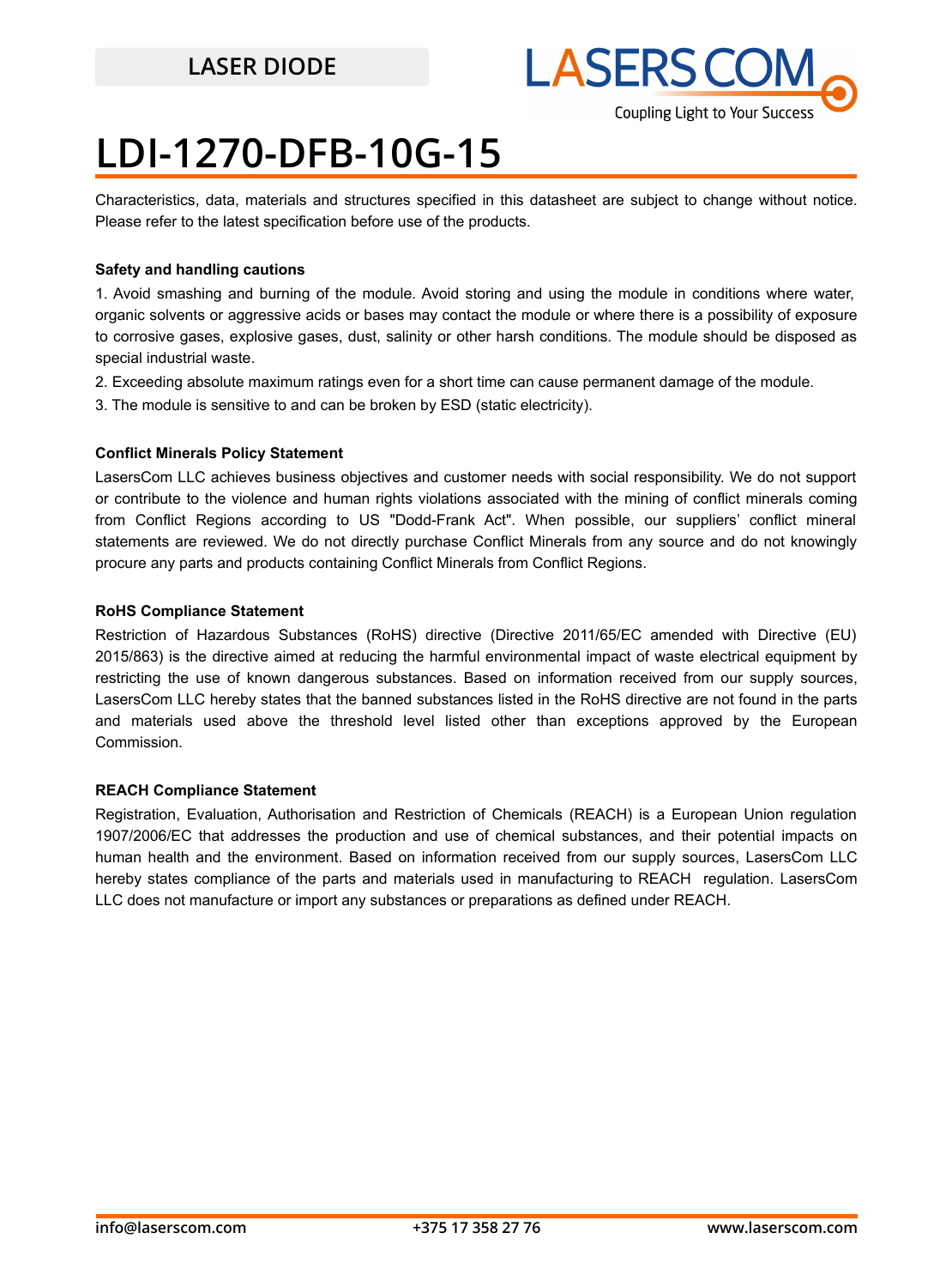# LDI-1270-DFB-10G-15

Characteristics, data, materials and structures specified in this datasheet are subject to change without notice. Please refer to the latest specification before use of the products.

**Safety and handling cautions**

1. Avoid smashing and burning of the module. Avoid storing and using the module in conditions where water, organic solvents or aggressive acids or bases may contact the module or where there is a possibility of exposure to corrosive gases, explosive gases, dust, salinity or other harsh conditions. The module should be disposed as special industrial waste.
2. Exceeding absolute maximum ratings even for a short time can cause permanent damage of the module.
3. The module is sensitive to and can be broken by ESD (static electricity).

**Conflict Minerals Policy Statement**

LasersCom LLC achieves business objectives and customer needs with social responsibility. We do not support or contribute to the violence and human rights violations associated with the mining of conflict minerals coming from Conflict Regions according to US "Dodd-Frank Act". When possible, our suppliers' conflict mineral statements are reviewed. We do not directly purchase Conflict Minerals from any source and do not knowingly procure any parts and products containing Conflict Minerals from Conflict Regions.

**RoHS Compliance Statement**

Restriction of Hazardous Substances (RoHS) directive (Directive 2011/65/EC amended with Directive (EU) 2015/863) is the directive aimed at reducing the harmful environmental impact of waste electrical equipment by restricting the use of known dangerous substances. Based on information received from our supply sources, LasersCom LLC hereby states that the banned substances listed in the RoHS directive are not found in the parts and materials used above the threshold level listed other than exceptions approved by the European Commission.

**REACH Compliance Statement**

Registration, Evaluation, Authorisation and Restriction of Chemicals (REACH) is a European Union regulation 1907/2006/EC that addresses the production and use of chemical substances, and their potential impacts on human health and the environment. Based on information received from our supply sources, LasersCom LLC hereby states compliance of the parts and materials used in manufacturing to REACH regulation. LasersCom LLC does not manufacture or import any substances or preparations as defined under REACH.